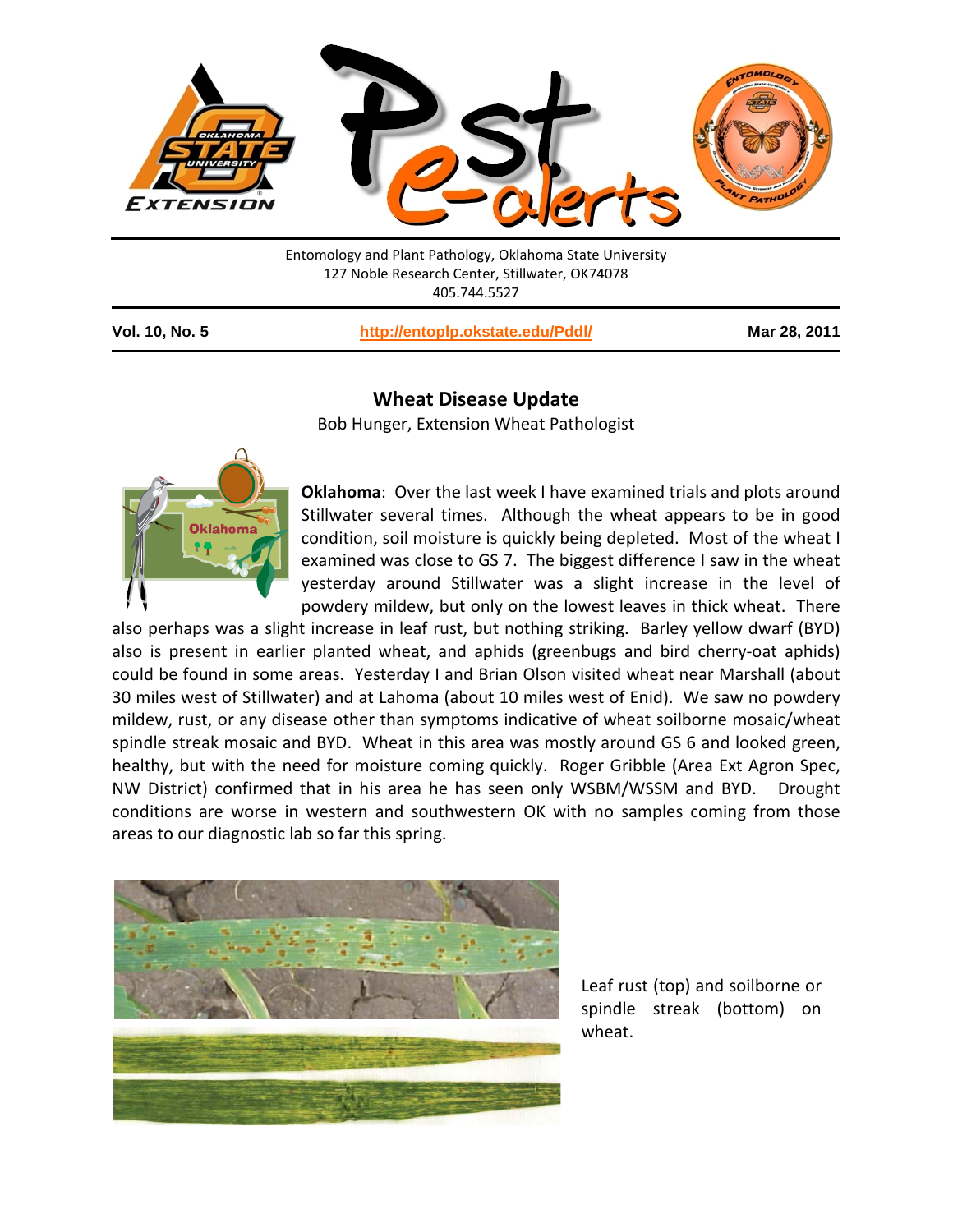Entomology and Plant Pathology, Oklahoma State University
127 Noble Research Center, Stillwater, OK74078
405.744.5527

**Vol. 10, No. 5** | **http://entoplp.okstate.edu/Pddl/** | **Mar 28, 2011**

## Wheat Disease Update

Bob Hunger, Extension Wheat Pathologist

**Oklahoma**: Over the last week I have examined trials and plots around Stillwater several times. Although the wheat appears to be in good condition, soil moisture is quickly being depleted. Most of the wheat I examined was close to GS 7. The biggest difference I saw in the wheat yesterday around Stillwater was a slight increase in the level of powdery mildew, but only on the lowest leaves in thick wheat. There also perhaps was a slight increase in leaf rust, but nothing striking. Barley yellow dwarf (BYD) also is present in earlier planted wheat, and aphids (greenbugs and bird cherry-oat aphids) could be found in some areas. Yesterday I and Brian Olson visited wheat near Marshall (about 30 miles west of Stillwater) and at Lahoma (about 10 miles west of Enid). We saw no powdery mildew, rust, or any disease other than symptoms indicative of wheat soilborne mosaic/wheat spindle streak mosaic and BYD. Wheat in this area was mostly around GS 6 and looked green, healthy, but with the need for moisture coming quickly. Roger Gribble (Area Ext Agron Spec, NW District) confirmed that in his area he has seen only WSBM/WSSM and BYD. Drought conditions are worse in western and southwestern OK with no samples coming from those areas to our diagnostic lab so far this spring.

Leaf rust (top) and soilborne or spindle streak (bottom) on wheat.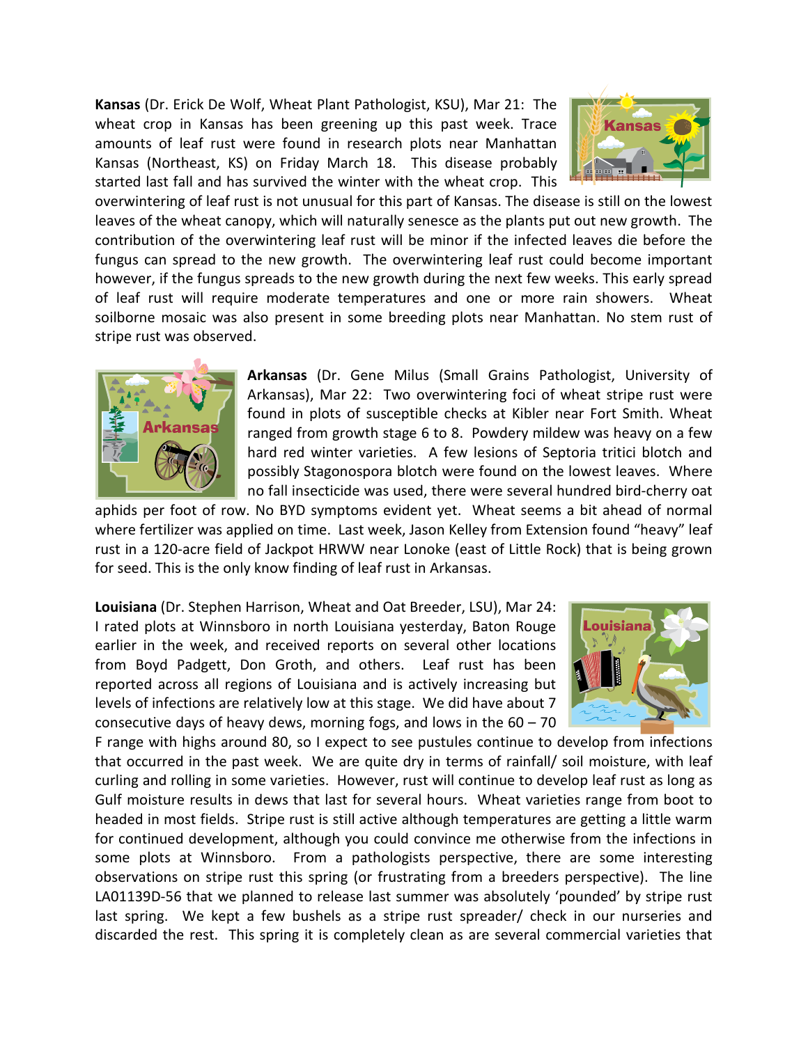**Kansas** (Dr. Erick De Wolf, Wheat Plant Pathologist, KSU), Mar 21: The wheat crop in Kansas has been greening up this past week. Trace amounts of leaf rust were found in research plots near Manhattan Kansas (Northeast, KS) on Friday March 18. This disease probably started last fall and has survived the winter with the wheat crop. This overwintering of leaf rust is not unusual for this part of Kansas. The disease is still on the lowest leaves of the wheat canopy, which will naturally senesce as the plants put out new growth. The contribution of the overwintering leaf rust will be minor if the infected leaves die before the fungus can spread to the new growth. The overwintering leaf rust could become important however, if the fungus spreads to the new growth during the next few weeks. This early spread of leaf rust will require moderate temperatures and one or more rain showers. Wheat soilborne mosaic was also present in some breeding plots near Manhattan. No stem rust of stripe rust was observed.

**Arkansas** (Dr. Gene Milus (Small Grains Pathologist, University of Arkansas), Mar 22: Two overwintering foci of wheat stripe rust were found in plots of susceptible checks at Kibler near Fort Smith. Wheat ranged from growth stage 6 to 8. Powdery mildew was heavy on a few hard red winter varieties. A few lesions of Septoria tritici blotch and possibly Stagonospora blotch were found on the lowest leaves. Where no fall insecticide was used, there were several hundred bird-cherry oat aphids per foot of row. No BYD symptoms evident yet. Wheat seems a bit ahead of normal where fertilizer was applied on time. Last week, Jason Kelley from Extension found "heavy" leaf rust in a 120-acre field of Jackpot HRWW near Lonoke (east of Little Rock) that is being grown for seed. This is the only know finding of leaf rust in Arkansas.

**Louisiana** (Dr. Stephen Harrison, Wheat and Oat Breeder, LSU), Mar 24: I rated plots at Winnsboro in north Louisiana yesterday, Baton Rouge earlier in the week, and received reports on several other locations from Boyd Padgett, Don Groth, and others. Leaf rust has been reported across all regions of Louisiana and is actively increasing but levels of infections are relatively low at this stage. We did have about 7 consecutive days of heavy dews, morning fogs, and lows in the 60 – 70 F range with highs around 80, so I expect to see pustules continue to develop from infections that occurred in the past week. We are quite dry in terms of rainfall/ soil moisture, with leaf curling and rolling in some varieties. However, rust will continue to develop leaf rust as long as Gulf moisture results in dews that last for several hours. Wheat varieties range from boot to headed in most fields. Stripe rust is still active although temperatures are getting a little warm for continued development, although you could convince me otherwise from the infections in some plots at Winnsboro. From a pathologists perspective, there are some interesting observations on stripe rust this spring (or frustrating from a breeders perspective). The line LA01139D-56 that we planned to release last summer was absolutely 'pounded' by stripe rust last spring. We kept a few bushels as a stripe rust spreader/ check in our nurseries and discarded the rest. This spring it is completely clean as are several commercial varieties that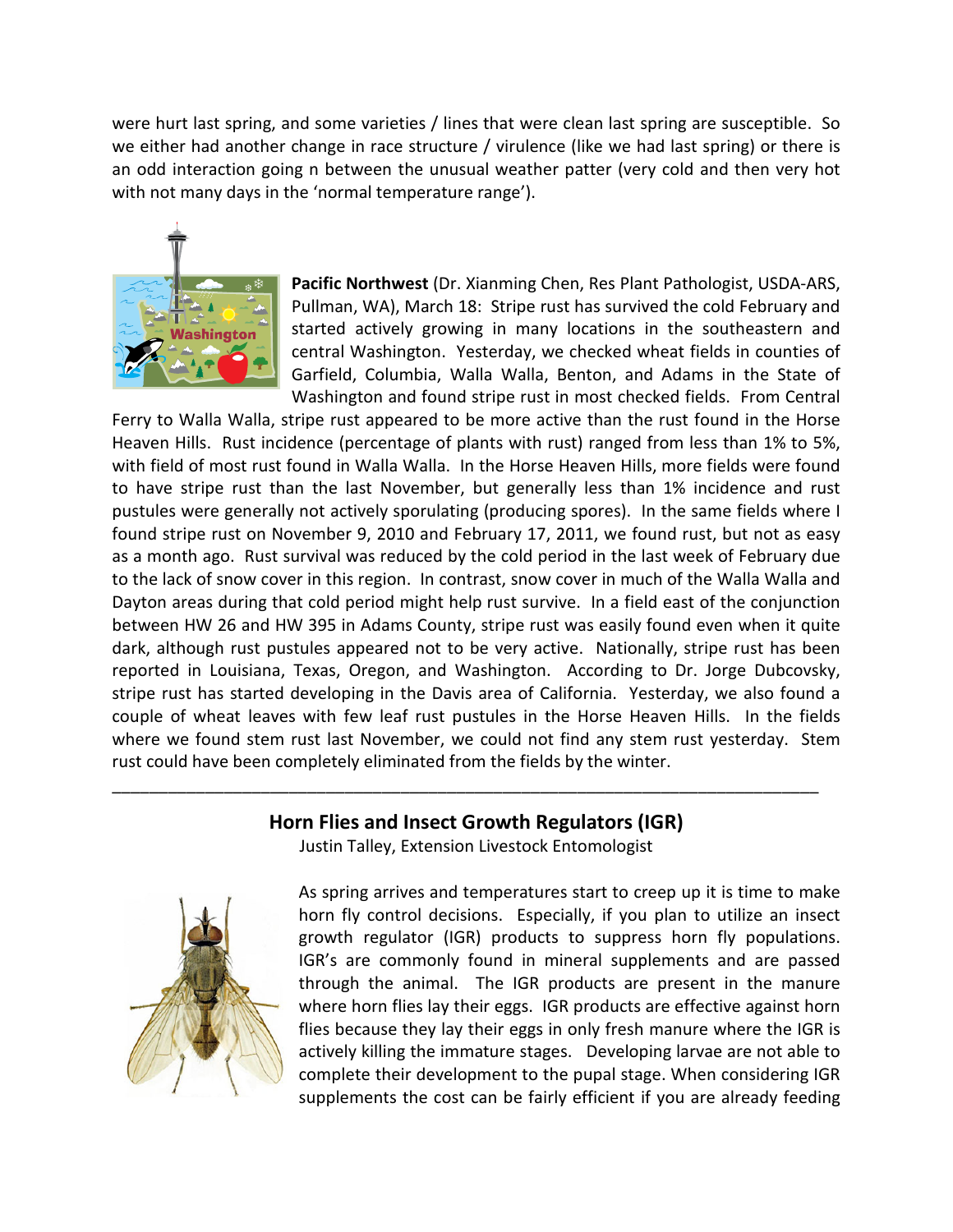were hurt last spring, and some varieties / lines that were clean last spring are susceptible. So we either had another change in race structure / virulence (like we had last spring) or there is an odd interaction going n between the unusual weather patter (very cold and then very hot with not many days in the 'normal temperature range').

**Pacific Northwest** (Dr. Xianming Chen, Res Plant Pathologist, USDA-ARS, Pullman, WA), March 18: Stripe rust has survived the cold February and started actively growing in many locations in the southeastern and central Washington. Yesterday, we checked wheat fields in counties of Garfield, Columbia, Walla Walla, Benton, and Adams in the State of Washington and found stripe rust in most checked fields. From Central Ferry to Walla Walla, stripe rust appeared to be more active than the rust found in the Horse Heaven Hills. Rust incidence (percentage of plants with rust) ranged from less than 1% to 5%, with field of most rust found in Walla Walla. In the Horse Heaven Hills, more fields were found to have stripe rust than the last November, but generally less than 1% incidence and rust pustules were generally not actively sporulating (producing spores). In the same fields where I found stripe rust on November 9, 2010 and February 17, 2011, we found rust, but not as easy as a month ago. Rust survival was reduced by the cold period in the last week of February due to the lack of snow cover in this region. In contrast, snow cover in much of the Walla Walla and Dayton areas during that cold period might help rust survive. In a field east of the conjunction between HW 26 and HW 395 in Adams County, stripe rust was easily found even when it quite dark, although rust pustules appeared not to be very active. Nationally, stripe rust has been reported in Louisiana, Texas, Oregon, and Washington. According to Dr. Jorge Dubcovsky, stripe rust has started developing in the Davis area of California. Yesterday, we also found a couple of wheat leaves with few leaf rust pustules in the Horse Heaven Hills. In the fields where we found stem rust last November, we could not find any stem rust yesterday. Stem rust could have been completely eliminated from the fields by the winter.

---

## Horn Flies and Insect Growth Regulators (IGR)

Justin Talley, Extension Livestock Entomologist

As spring arrives and temperatures start to creep up it is time to make horn fly control decisions. Especially, if you plan to utilize an insect growth regulator (IGR) products to suppress horn fly populations. IGR's are commonly found in mineral supplements and are passed through the animal. The IGR products are present in the manure where horn flies lay their eggs. IGR products are effective against horn flies because they lay their eggs in only fresh manure where the IGR is actively killing the immature stages. Developing larvae are not able to complete their development to the pupal stage. When considering IGR supplements the cost can be fairly efficient if you are already feeding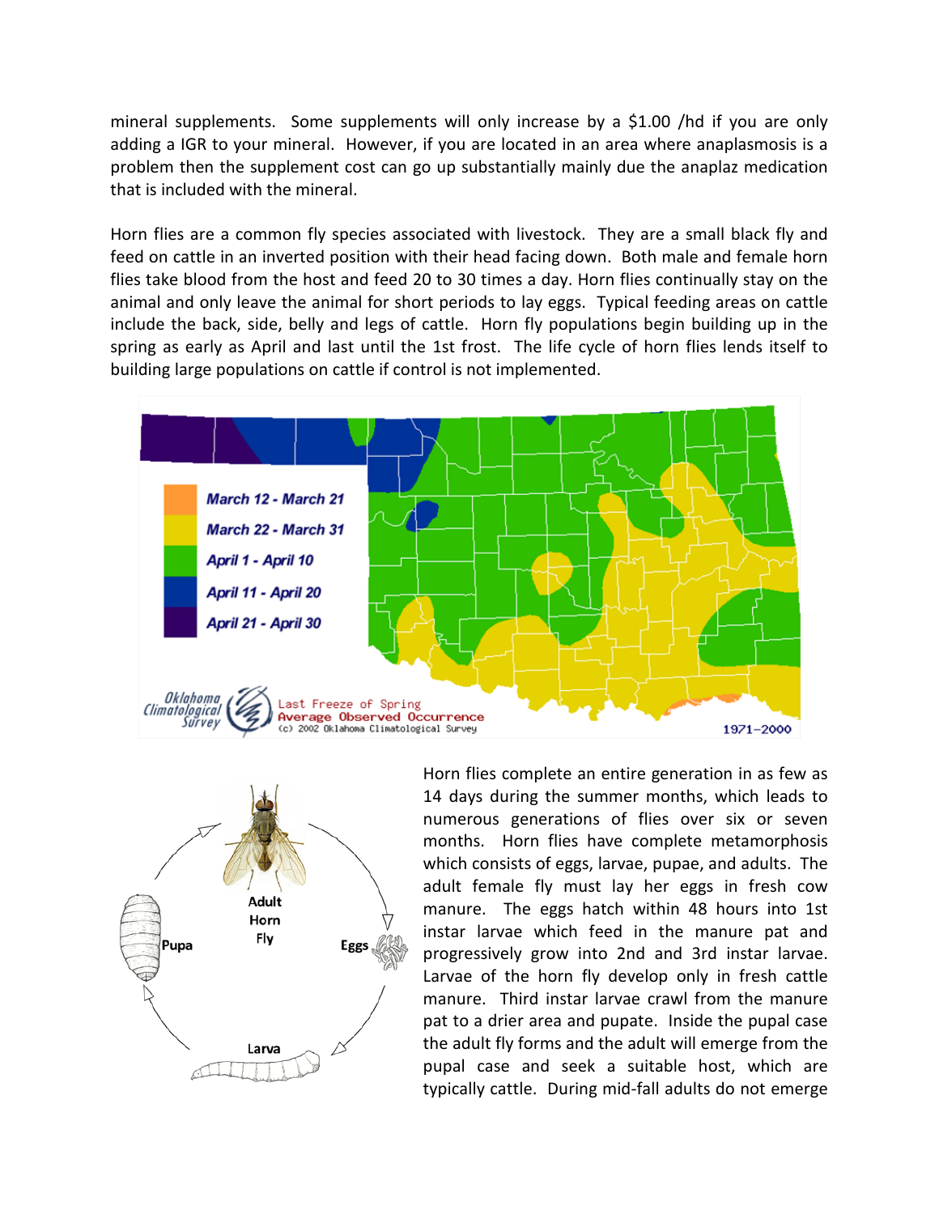mineral supplements. Some supplements will only increase by a $1.00 /hd if you are only adding a IGR to your mineral. However, if you are located in an area where anaplasmosis is a problem then the supplement cost can go up substantially mainly due the anaplaz medication that is included with the mineral.

Horn flies are a common fly species associated with livestock. They are a small black fly and feed on cattle in an inverted position with their head facing down. Both male and female horn flies take blood from the host and feed 20 to 30 times a day. Horn flies continually stay on the animal and only leave the animal for short periods to lay eggs. Typical feeding areas on cattle include the back, side, belly and legs of cattle. Horn fly populations begin building up in the spring as early as April and last until the 1st frost. The life cycle of horn flies lends itself to building large populations on cattle if control is not implemented.

March 12 - March 21
March 22 - March 31
April 1 - April 10
April 11 - April 20
April 21 - April 30

Oklahoma Climatological Survey
Last Freeze of Spring
Average Observed Occurrence
(c) 2002 Oklahoma Climatological Survey
1971–2000

Adult Horn Fly
Eggs
Larva
Pupa

Horn flies complete an entire generation in as few as 14 days during the summer months, which leads to numerous generations of flies over six or seven months. Horn flies have complete metamorphosis which consists of eggs, larvae, pupae, and adults. The adult female fly must lay her eggs in fresh cow manure. The eggs hatch within 48 hours into 1st instar larvae which feed in the manure pat and progressively grow into 2nd and 3rd instar larvae. Larvae of the horn fly develop only in fresh cattle manure. Third instar larvae crawl from the manure pat to a drier area and pupate. Inside the pupal case the adult fly forms and the adult will emerge from the pupal case and seek a suitable host, which are typically cattle. During mid-fall adults do not emerge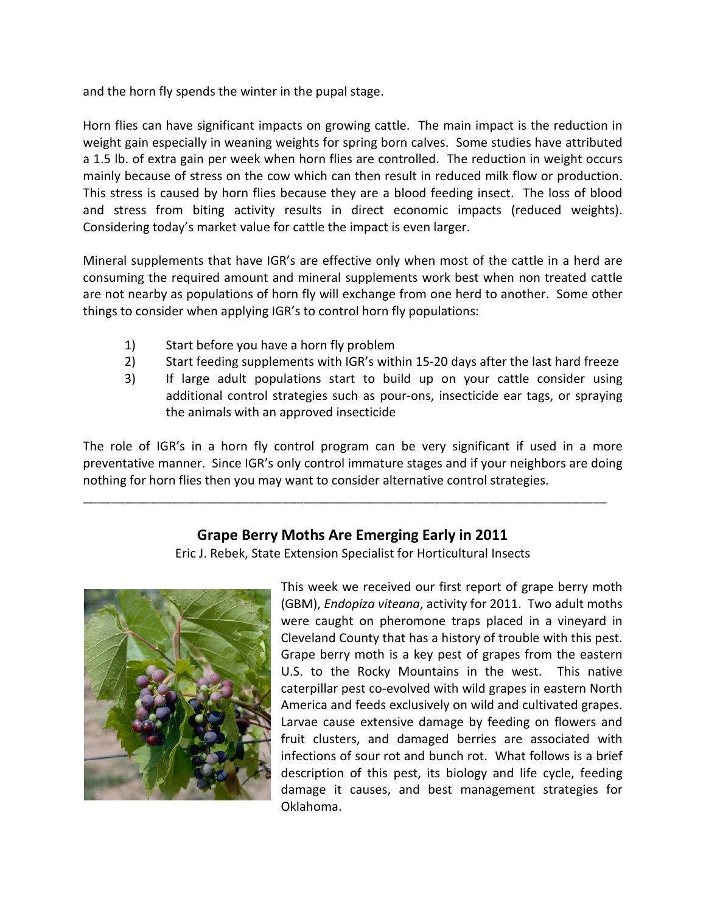and the horn fly spends the winter in the pupal stage.

Horn flies can have significant impacts on growing cattle. The main impact is the reduction in weight gain especially in weaning weights for spring born calves. Some studies have attributed a 1.5 lb. of extra gain per week when horn flies are controlled. The reduction in weight occurs mainly because of stress on the cow which can then result in reduced milk flow or production. This stress is caused by horn flies because they are a blood feeding insect. The loss of blood and stress from biting activity results in direct economic impacts (reduced weights). Considering today's market value for cattle the impact is even larger.

Mineral supplements that have IGR's are effective only when most of the cattle in a herd are consuming the required amount and mineral supplements work best when non treated cattle are not nearby as populations of horn fly will exchange from one herd to another. Some other things to consider when applying IGR's to control horn fly populations:

1) Start before you have a horn fly problem
2) Start feeding supplements with IGR's within 15-20 days after the last hard freeze
3) If large adult populations start to build up on your cattle consider using additional control strategies such as pour-ons, insecticide ear tags, or spraying the animals with an approved insecticide

The role of IGR's in a horn fly control program can be very significant if used in a more preventative manner. Since IGR's only control immature stages and if your neighbors are doing nothing for horn flies then you may want to consider alternative control strategies.

---

## Grape Berry Moths Are Emerging Early in 2011

Eric J. Rebek, State Extension Specialist for Horticultural Insects

This week we received our first report of grape berry moth (GBM), *Endopiza viteana*, activity for 2011. Two adult moths were caught on pheromone traps placed in a vineyard in Cleveland County that has a history of trouble with this pest. Grape berry moth is a key pest of grapes from the eastern U.S. to the Rocky Mountains in the west. This native caterpillar pest co-evolved with wild grapes in eastern North America and feeds exclusively on wild and cultivated grapes. Larvae cause extensive damage by feeding on flowers and fruit clusters, and damaged berries are associated with infections of sour rot and bunch rot. What follows is a brief description of this pest, its biology and life cycle, feeding damage it causes, and best management strategies for Oklahoma.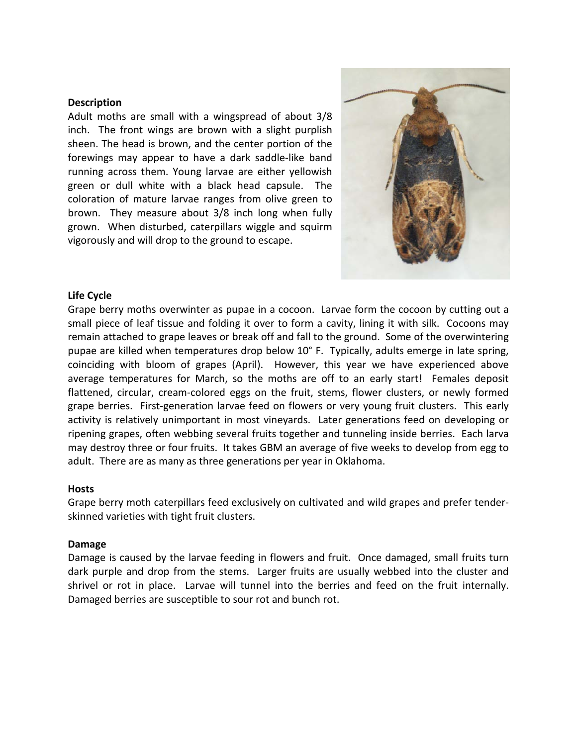**Description**

Adult moths are small with a wingspread of about 3/8 inch. The front wings are brown with a slight purplish sheen. The head is brown, and the center portion of the forewings may appear to have a dark saddle-like band running across them. Young larvae are either yellowish green or dull white with a black head capsule. The coloration of mature larvae ranges from olive green to brown. They measure about 3/8 inch long when fully grown. When disturbed, caterpillars wiggle and squirm vigorously and will drop to the ground to escape.

**Life Cycle**

Grape berry moths overwinter as pupae in a cocoon. Larvae form the cocoon by cutting out a small piece of leaf tissue and folding it over to form a cavity, lining it with silk. Cocoons may remain attached to grape leaves or break off and fall to the ground. Some of the overwintering pupae are killed when temperatures drop below 10° F. Typically, adults emerge in late spring, coinciding with bloom of grapes (April). However, this year we have experienced above average temperatures for March, so the moths are off to an early start! Females deposit flattened, circular, cream-colored eggs on the fruit, stems, flower clusters, or newly formed grape berries. First-generation larvae feed on flowers or very young fruit clusters. This early activity is relatively unimportant in most vineyards. Later generations feed on developing or ripening grapes, often webbing several fruits together and tunneling inside berries. Each larva may destroy three or four fruits. It takes GBM an average of five weeks to develop from egg to adult. There are as many as three generations per year in Oklahoma.

**Hosts**

Grape berry moth caterpillars feed exclusively on cultivated and wild grapes and prefer tender-skinned varieties with tight fruit clusters.

**Damage**

Damage is caused by the larvae feeding in flowers and fruit. Once damaged, small fruits turn dark purple and drop from the stems. Larger fruits are usually webbed into the cluster and shrivel or rot in place. Larvae will tunnel into the berries and feed on the fruit internally. Damaged berries are susceptible to sour rot and bunch rot.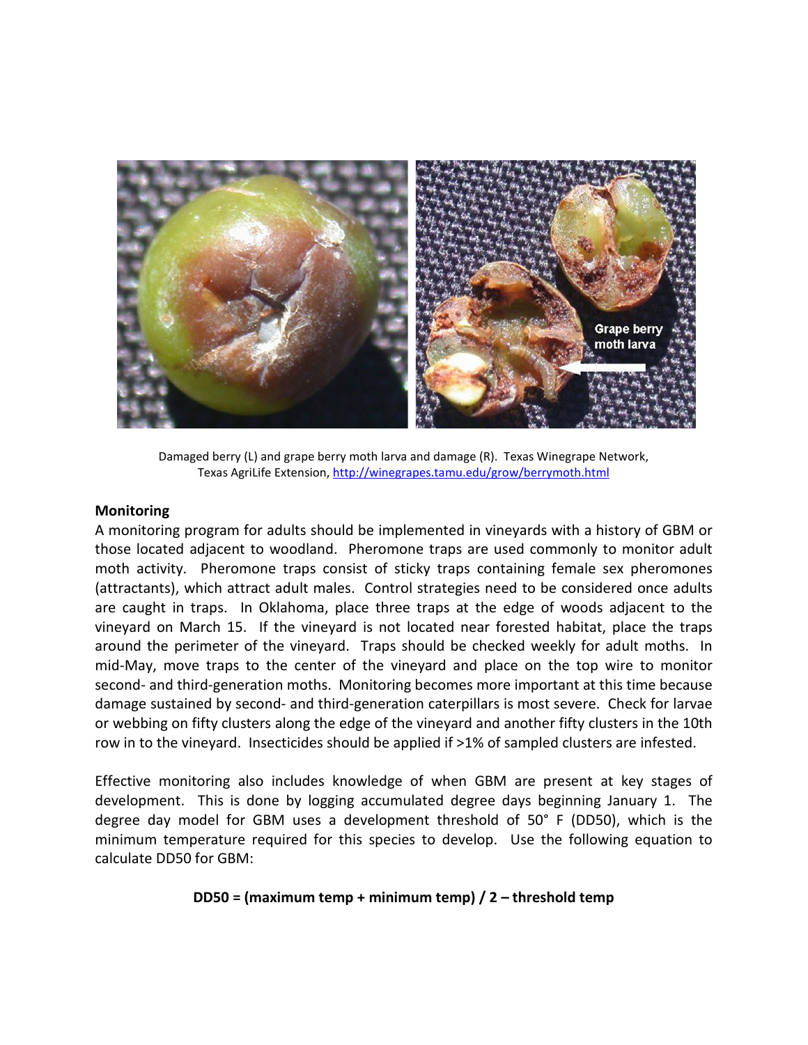Damaged berry (L) and grape berry moth larva and damage (R). Texas Winegrape Network, Texas AgriLife Extension, http://winegrapes.tamu.edu/grow/berrymoth.html

**Monitoring**

A monitoring program for adults should be implemented in vineyards with a history of GBM or those located adjacent to woodland. Pheromone traps are used commonly to monitor adult moth activity. Pheromone traps consist of sticky traps containing female sex pheromones (attractants), which attract adult males. Control strategies need to be considered once adults are caught in traps. In Oklahoma, place three traps at the edge of woods adjacent to the vineyard on March 15. If the vineyard is not located near forested habitat, place the traps around the perimeter of the vineyard. Traps should be checked weekly for adult moths. In mid-May, move traps to the center of the vineyard and place on the top wire to monitor second- and third-generation moths. Monitoring becomes more important at this time because damage sustained by second- and third-generation caterpillars is most severe. Check for larvae or webbing on fifty clusters along the edge of the vineyard and another fifty clusters in the 10th row in to the vineyard. Insecticides should be applied if >1% of sampled clusters are infested.

Effective monitoring also includes knowledge of when GBM are present at key stages of development. This is done by logging accumulated degree days beginning January 1. The degree day model for GBM uses a development threshold of 50° F (DD50), which is the minimum temperature required for this species to develop. Use the following equation to calculate DD50 for GBM:

**DD50 = (maximum temp + minimum temp) / 2 – threshold temp**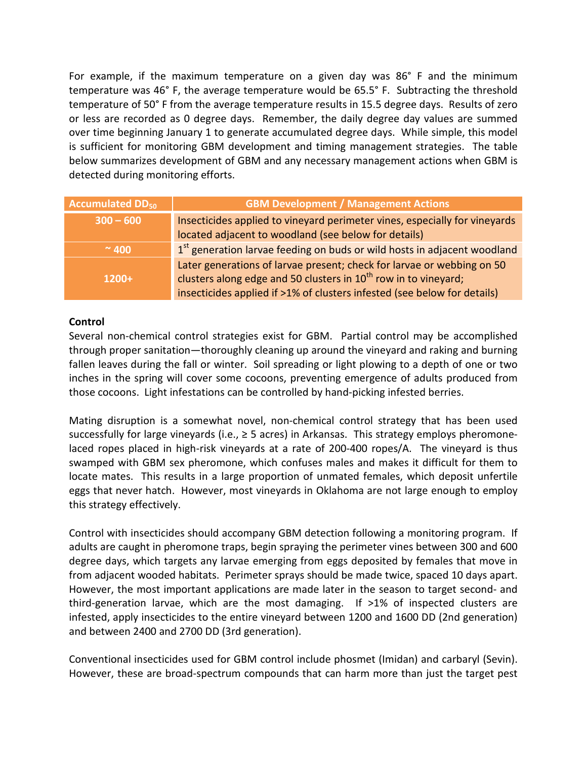For example, if the maximum temperature on a given day was 86° F and the minimum temperature was 46° F, the average temperature would be 65.5° F. Subtracting the threshold temperature of 50° F from the average temperature results in 15.5 degree days. Results of zero or less are recorded as 0 degree days. Remember, the daily degree day values are summed over time beginning January 1 to generate accumulated degree days. While simple, this model is sufficient for monitoring GBM development and timing management strategies. The table below summarizes development of GBM and any necessary management actions when GBM is detected during monitoring efforts.

| Accumulated $DD_{50}$ | GBM Development / Management Actions |
|---|---|
| 300 – 600 | Insecticides applied to vineyard perimeter vines, especially for vineyards located adjacent to woodland (see below for details) |
| ~ 400 | 1st generation larvae feeding on buds or wild hosts in adjacent woodland |
| 1200+ | Later generations of larvae present; check for larvae or webbing on 50 clusters along edge and 50 clusters in 10th row in to vineyard; insecticides applied if >1% of clusters infested (see below for details) |

**Control**

Several non-chemical control strategies exist for GBM. Partial control may be accomplished through proper sanitation—thoroughly cleaning up around the vineyard and raking and burning fallen leaves during the fall or winter. Soil spreading or light plowing to a depth of one or two inches in the spring will cover some cocoons, preventing emergence of adults produced from those cocoons. Light infestations can be controlled by hand-picking infested berries.

Mating disruption is a somewhat novel, non-chemical control strategy that has been used successfully for large vineyards (i.e., ≥ 5 acres) in Arkansas. This strategy employs pheromone-laced ropes placed in high-risk vineyards at a rate of 200-400 ropes/A. The vineyard is thus swamped with GBM sex pheromone, which confuses males and makes it difficult for them to locate mates. This results in a large proportion of unmated females, which deposit unfertile eggs that never hatch. However, most vineyards in Oklahoma are not large enough to employ this strategy effectively.

Control with insecticides should accompany GBM detection following a monitoring program. If adults are caught in pheromone traps, begin spraying the perimeter vines between 300 and 600 degree days, which targets any larvae emerging from eggs deposited by females that move in from adjacent wooded habitats. Perimeter sprays should be made twice, spaced 10 days apart. However, the most important applications are made later in the season to target second- and third-generation larvae, which are the most damaging. If >1% of inspected clusters are infested, apply insecticides to the entire vineyard between 1200 and 1600 DD (2nd generation) and between 2400 and 2700 DD (3rd generation).

Conventional insecticides used for GBM control include phosmet (Imidan) and carbaryl (Sevin). However, these are broad-spectrum compounds that can harm more than just the target pest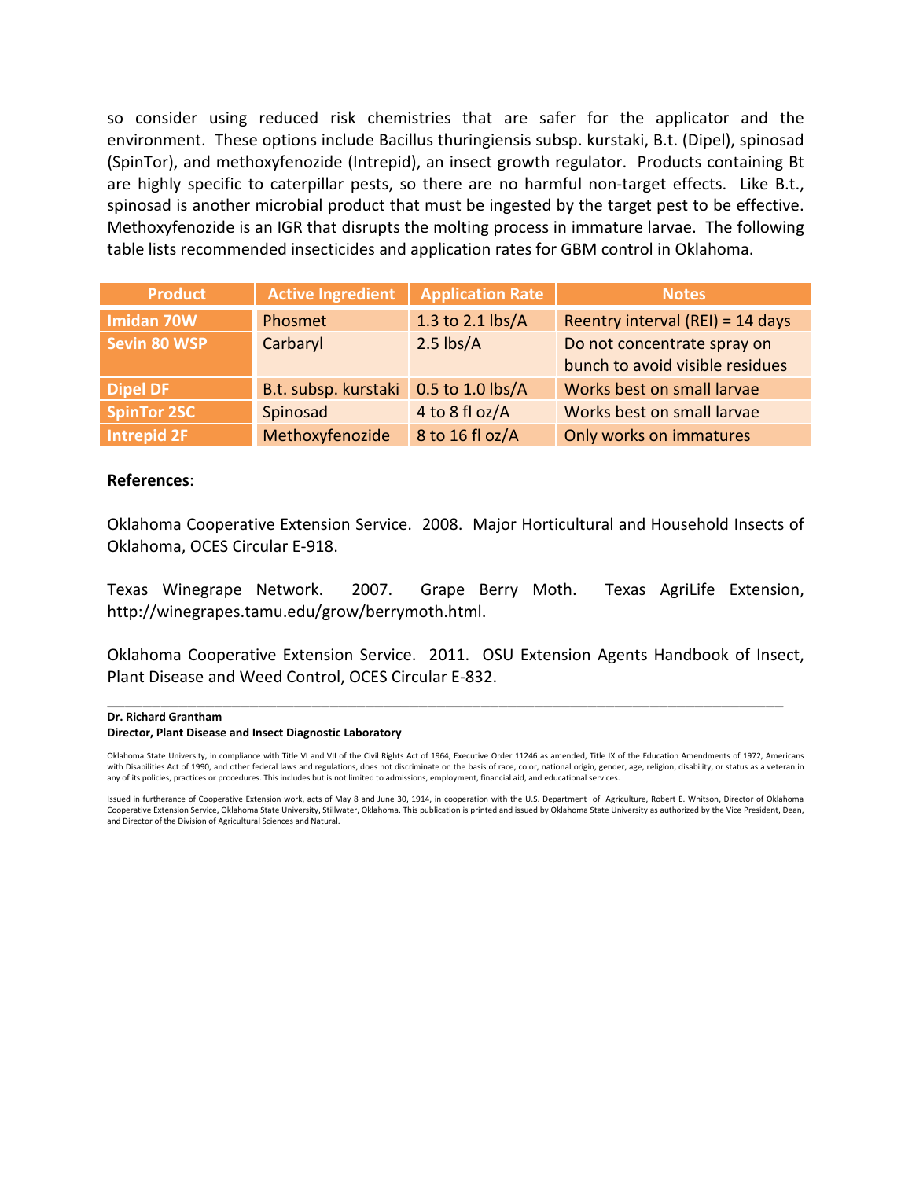so consider using reduced risk chemistries that are safer for the applicator and the environment. These options include Bacillus thuringiensis subsp. kurstaki, B.t. (Dipel), spinosad (SpinTor), and methoxyfenozide (Intrepid), an insect growth regulator. Products containing Bt are highly specific to caterpillar pests, so there are no harmful non-target effects. Like B.t., spinosad is another microbial product that must be ingested by the target pest to be effective. Methoxyfenozide is an IGR that disrupts the molting process in immature larvae. The following table lists recommended insecticides and application rates for GBM control in Oklahoma.

| Product | Active Ingredient | Application Rate | Notes |
|---|---|---|---|
| Imidan 70W | Phosmet | 1.3 to 2.1 lbs/A | Reentry interval (REI) = 14 days |
| Sevin 80 WSP | Carbaryl | 2.5 lbs/A | Do not concentrate spray on bunch to avoid visible residues |
| Dipel DF | B.t. subsp. kurstaki | 0.5 to 1.0 lbs/A | Works best on small larvae |
| SpinTor 2SC | Spinosad | 4 to 8 fl oz/A | Works best on small larvae |
| Intrepid 2F | Methoxyfenozide | 8 to 16 fl oz/A | Only works on immatures |

**References**:

Oklahoma Cooperative Extension Service. 2008. Major Horticultural and Household Insects of Oklahoma, OCES Circular E-918.

Texas Winegrape Network. 2007. Grape Berry Moth. Texas AgriLife Extension, http://winegrapes.tamu.edu/grow/berrymoth.html.

Oklahoma Cooperative Extension Service. 2011. OSU Extension Agents Handbook of Insect, Plant Disease and Weed Control, OCES Circular E-832.

---

**Dr. Richard Grantham**
**Director, Plant Disease and Insect Diagnostic Laboratory**

Oklahoma State University, in compliance with Title VI and VII of the Civil Rights Act of 1964, Executive Order 11246 as amended, Title IX of the Education Amendments of 1972, Americans with Disabilities Act of 1990, and other federal laws and regulations, does not discriminate on the basis of race, color, national origin, gender, age, religion, disability, or status as a veteran in any of its policies, practices or procedures. This includes but is not limited to admissions, employment, financial aid, and educational services.

Issued in furtherance of Cooperative Extension work, acts of May 8 and June 30, 1914, in cooperation with the U.S. Department of Agriculture, Robert E. Whitson, Director of Oklahoma Cooperative Extension Service, Oklahoma State University, Stillwater, Oklahoma. This publication is printed and issued by Oklahoma State University as authorized by the Vice President, Dean, and Director of the Division of Agricultural Sciences and Natural.